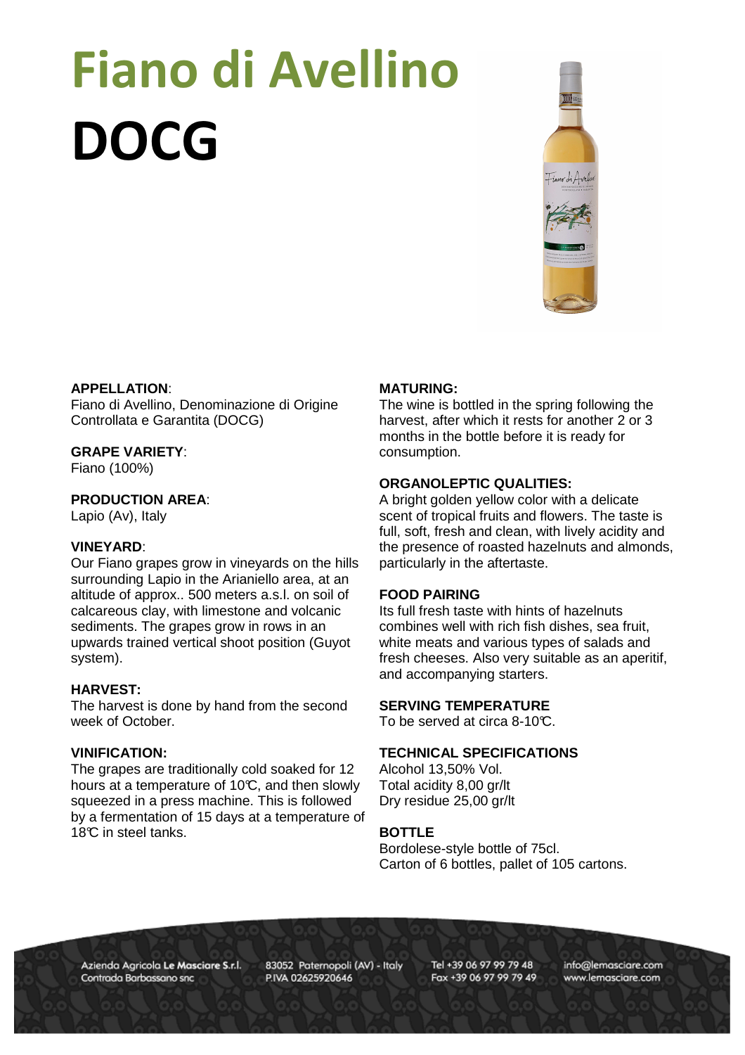# Fiano di Avellino DOCG

**APPELLATION**:
Fiano di Avellino, Denominazione di Origine Controllata e Garantita (DOCG)

**GRAPE VARIETY**:
Fiano (100%)

**PRODUCTION AREA**:
Lapio (Av), Italy

**VINEYARD**:
Our Fiano grapes grow in vineyards on the hills surrounding Lapio in the Arianiello area, at an altitude of approx.. 500 meters a.s.l. on soil of calcareous clay, with limestone and volcanic sediments. The grapes grow in rows in an upwards trained vertical shoot position (Guyot system).

**HARVEST:**
The harvest is done by hand from the second week of October.

**VINIFICATION:**
The grapes are traditionally cold soaked for 12 hours at a temperature of 10℃, and then slowly squeezed in a press machine. This is followed by a fermentation of 15 days at a temperature of 18℃ in steel tanks.

**MATURING:**
The wine is bottled in the spring following the harvest, after which it rests for another 2 or 3 months in the bottle before it is ready for consumption.

**ORGANOLEPTIC QUALITIES:**
A bright golden yellow color with a delicate scent of tropical fruits and flowers. The taste is full, soft, fresh and clean, with lively acidity and the presence of roasted hazelnuts and almonds, particularly in the aftertaste.

**FOOD PAIRING**
Its full fresh taste with hints of hazelnuts combines well with rich fish dishes, sea fruit, white meats and various types of salads and fresh cheeses. Also very suitable as an aperitif, and accompanying starters.

**SERVING TEMPERATURE**
To be served at circa 8-10℃.

**TECHNICAL SPECIFICATIONS**
Alcohol 13,50% Vol.
Total acidity 8,00 gr/lt
Dry residue 25,00 gr/lt

**BOTTLE**
Bordolese-style bottle of 75cl.
Carton of 6 bottles, pallet of 105 cartons.

Azienda Agricola **Le Masciare S.r.l.** Contrada Barbassano snc | 83052 Paternopoli (AV) - Italy P.IVA 02625920646 | Tel +39 06 97 99 79 48 Fax +39 06 97 99 79 49 | info@lemasciare.com www.lemasciare.com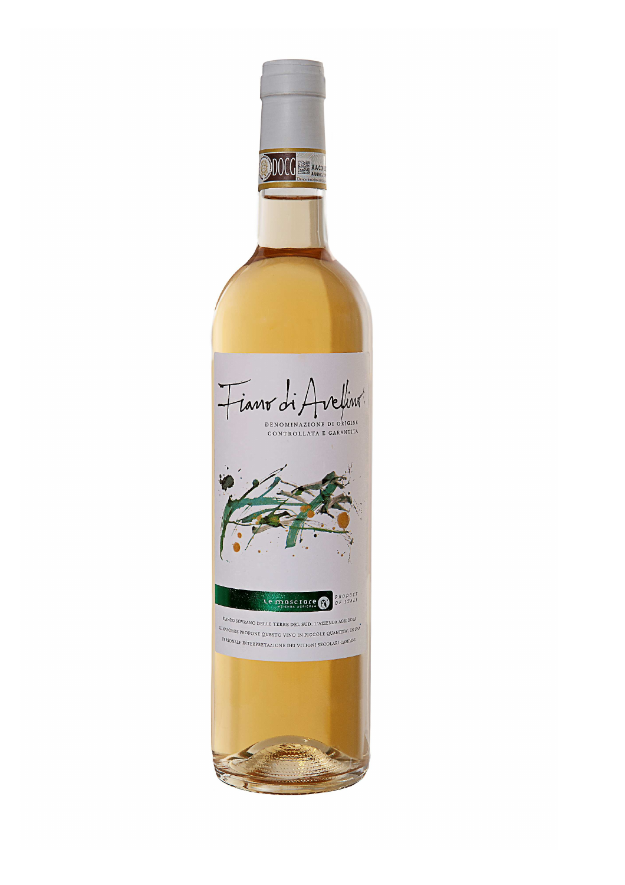DOCG

Fiano di Avellino

DENOMINAZIONE DI ORIGINE
CONTROLLATA E GARANTITA

Le masciare
AZIENDA AGRICOLA

PRODUCT
OF ITALY

BIANCO SOVRANO DELLE TERRE DEL SUD. L'AZIENDA AGRICOLA LE MASCIARE PROPONE QUESTO VINO IN PICCOLE QUANTITA', IN UNA PERSONALE INTERPRETAZIONE DEI VITIGNI SECOLARI CAMPANI.